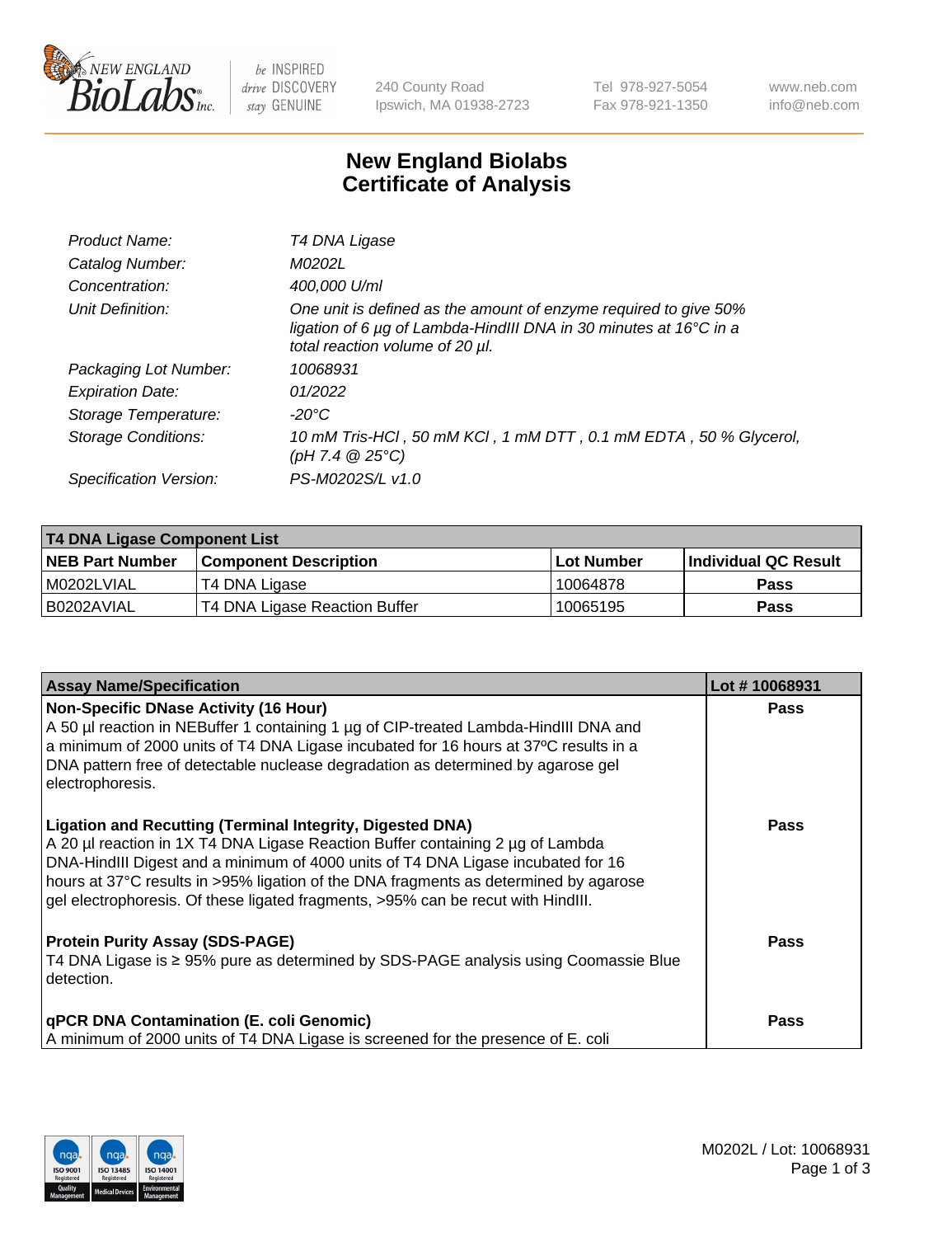240 County Road
Ipswich, MA 01938-2723

Tel 978-927-5054
Fax 978-921-1350

www.neb.com
info@neb.com

# New England Biolabs
# Certificate of Analysis

| | |
|---|---|
| *Product Name:* | *T4 DNA Ligase* |
| *Catalog Number:* | *M0202L* |
| *Concentration:* | *400,000 U/ml* |
| *Unit Definition:* | *One unit is defined as the amount of enzyme required to give 50% ligation of 6 µg of Lambda-HindIII DNA in 30 minutes at 16°C in a total reaction volume of 20 µl.* |
| *Packaging Lot Number:* | *10068931* |
| *Expiration Date:* | *01/2022* |
| *Storage Temperature:* | *-20°C* |
| *Storage Conditions:* | *10 mM Tris-HCl , 50 mM KCl , 1 mM DTT , 0.1 mM EDTA , 50 % Glycerol, (pH 7.4 @ 25°C)* |
| *Specification Version:* | *PS-M0202S/L v1.0* |

| **T4 DNA Ligase Component List** | | | |
|---|---|---|---|
| **NEB Part Number** | **Component Description** | **Lot Number** | **Individual QC Result** |
| M0202LVIAL | T4 DNA Ligase | 10064878 | **Pass** |
| B0202AVIAL | T4 DNA Ligase Reaction Buffer | 10065195 | **Pass** |

| **Assay Name/Specification** | **Lot # 10068931** |
|---|---|
| **Non-Specific DNase Activity (16 Hour)** A 50 µl reaction in NEBuffer 1 containing 1 µg of CIP-treated Lambda-HindIII DNA and a minimum of 2000 units of T4 DNA Ligase incubated for 16 hours at 37ºC results in a DNA pattern free of detectable nuclease degradation as determined by agarose gel electrophoresis. | **Pass** |
| **Ligation and Recutting (Terminal Integrity, Digested DNA)** A 20 µl reaction in 1X T4 DNA Ligase Reaction Buffer containing 2 µg of Lambda DNA-HindIII Digest and a minimum of 4000 units of T4 DNA Ligase incubated for 16 hours at 37°C results in >95% ligation of the DNA fragments as determined by agarose gel electrophoresis. Of these ligated fragments, >95% can be recut with HindIII. | **Pass** |
| **Protein Purity Assay (SDS-PAGE)** T4 DNA Ligase is ≥ 95% pure as determined by SDS-PAGE analysis using Coomassie Blue detection. | **Pass** |
| **qPCR DNA Contamination (E. coli Genomic)** A minimum of 2000 units of T4 DNA Ligase is screened for the presence of E. coli | **Pass** |

M0202L / Lot: 10068931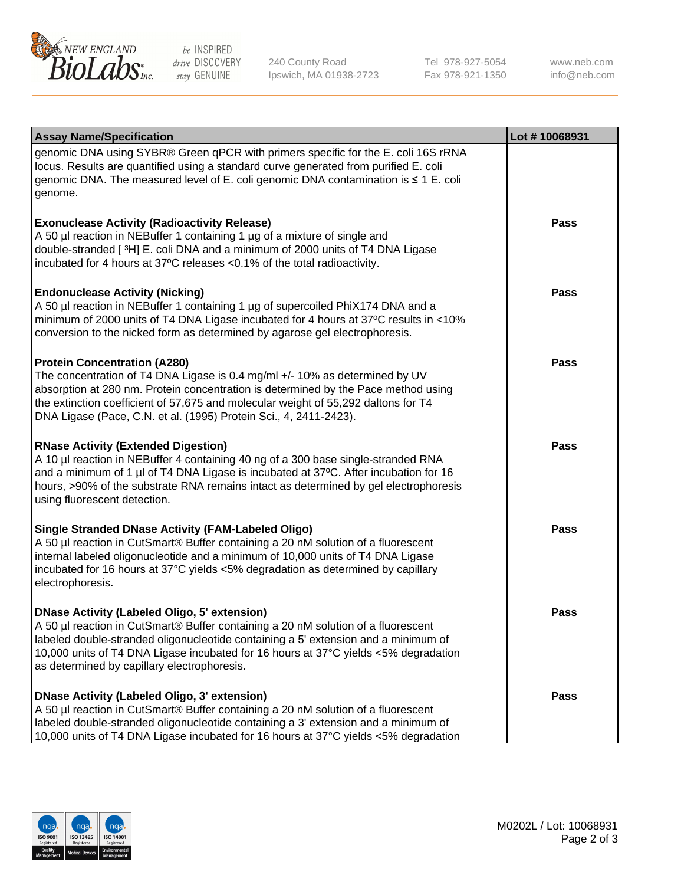| Assay Name/Specification | Lot # 10068931 |
| --- | --- |
| genomic DNA using SYBR® Green qPCR with primers specific for the E. coli 16S rRNA locus. Results are quantified using a standard curve generated from purified E. coli genomic DNA. The measured level of E. coli genomic DNA contamination is ≤ 1 E. coli genome. | |
| **Exonuclease Activity (Radioactivity Release)**<br>A 50 µl reaction in NEBuffer 1 containing 1 µg of a mixture of single and double-stranded [ $^{3}$H] E. coli DNA and a minimum of 2000 units of T4 DNA Ligase incubated for 4 hours at 37ºC releases <0.1% of the total radioactivity. | **Pass** |
| **Endonuclease Activity (Nicking)**<br>A 50 µl reaction in NEBuffer 1 containing 1 µg of supercoiled PhiX174 DNA and a minimum of 2000 units of T4 DNA Ligase incubated for 4 hours at 37ºC results in <10% conversion to the nicked form as determined by agarose gel electrophoresis. | **Pass** |
| **Protein Concentration (A280)**<br>The concentration of T4 DNA Ligase is 0.4 mg/ml +/- 10% as determined by UV absorption at 280 nm. Protein concentration is determined by the Pace method using the extinction coefficient of 57,675 and molecular weight of 55,292 daltons for T4 DNA Ligase (Pace, C.N. et al. (1995) Protein Sci., 4, 2411-2423). | **Pass** |
| **RNase Activity (Extended Digestion)**<br>A 10 µl reaction in NEBuffer 4 containing 40 ng of a 300 base single-stranded RNA and a minimum of 1 µl of T4 DNA Ligase is incubated at 37ºC. After incubation for 16 hours, >90% of the substrate RNA remains intact as determined by gel electrophoresis using fluorescent detection. | **Pass** |
| **Single Stranded DNase Activity (FAM-Labeled Oligo)**<br>A 50 µl reaction in CutSmart® Buffer containing a 20 nM solution of a fluorescent internal labeled oligonucleotide and a minimum of 10,000 units of T4 DNA Ligase incubated for 16 hours at 37°C yields <5% degradation as determined by capillary electrophoresis. | **Pass** |
| **DNase Activity (Labeled Oligo, 5' extension)**<br>A 50 µl reaction in CutSmart® Buffer containing a 20 nM solution of a fluorescent labeled double-stranded oligonucleotide containing a 5' extension and a minimum of 10,000 units of T4 DNA Ligase incubated for 16 hours at 37°C yields <5% degradation as determined by capillary electrophoresis. | **Pass** |
| **DNase Activity (Labeled Oligo, 3' extension)**<br>A 50 µl reaction in CutSmart® Buffer containing a 20 nM solution of a fluorescent labeled double-stranded oligonucleotide containing a 3' extension and a minimum of 10,000 units of T4 DNA Ligase incubated for 16 hours at 37°C yields <5% degradation | **Pass** |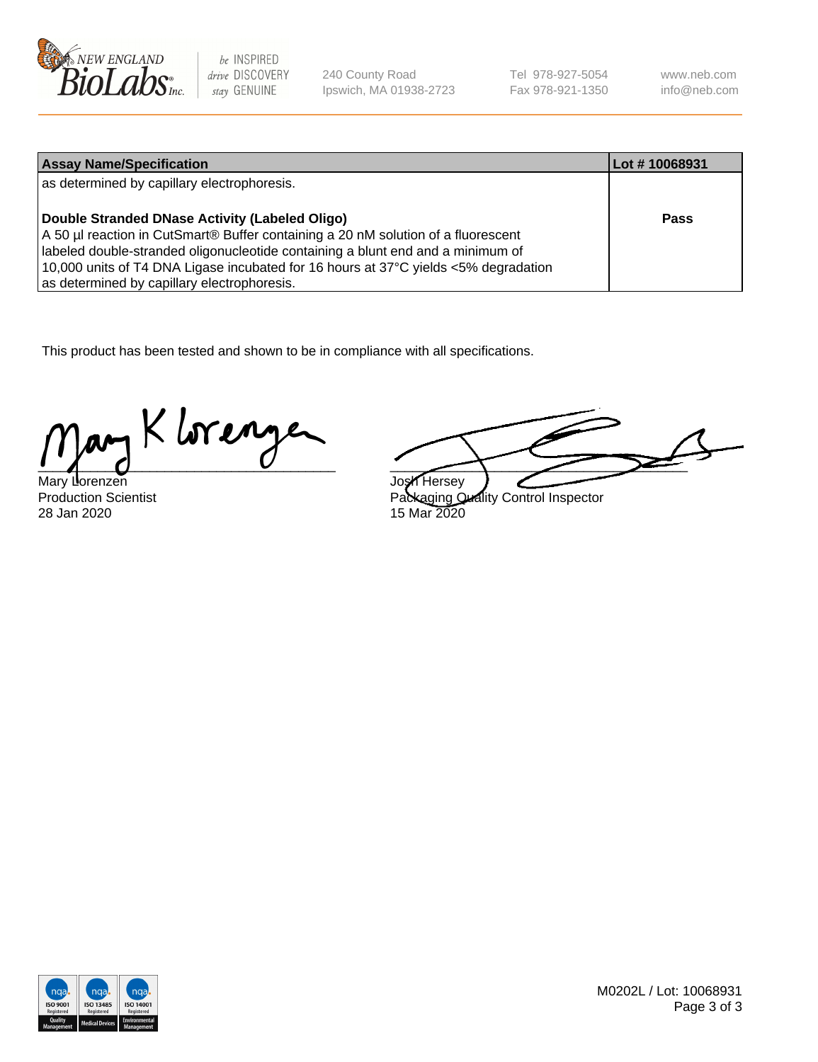| Assay Name/Specification | Lot # 10068931 |
|---|---|
| as determined by capillary electrophoresis. | |
| **Double Stranded DNase Activity (Labeled Oligo)**<br>A 50 µl reaction in CutSmart® Buffer containing a 20 nM solution of a fluorescent labeled double-stranded oligonucleotide containing a blunt end and a minimum of 10,000 units of T4 DNA Ligase incubated for 16 hours at 37°C yields <5% degradation as determined by capillary electrophoresis. | **Pass** |

This product has been tested and shown to be in compliance with all specifications.

Mary Lorenzen
Production Scientist
28 Jan 2020

Josh Hersey
Packaging Quality Control Inspector
15 Mar 2020

M0202L / Lot: 10068931